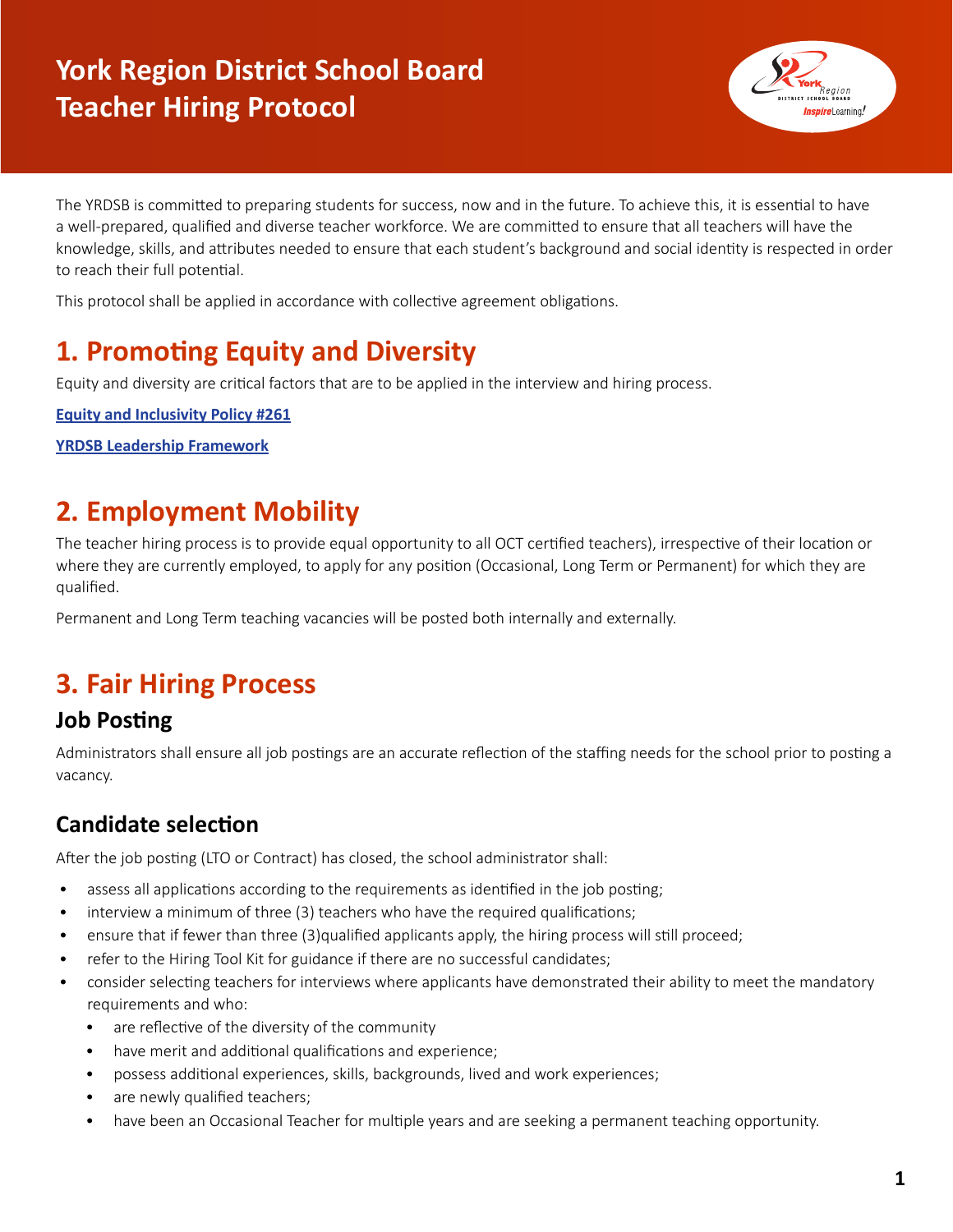# York Region District School Board Teacher Hiring Protocol

The YRDSB is committed to preparing students for success, now and in the future. To achieve this, it is essential to have a well-prepared, qualified and diverse teacher workforce. We are committed to ensure that all teachers will have the knowledge, skills, and attributes needed to ensure that each student's background and social identity is respected in order to reach their full potential.

This protocol shall be applied in accordance with collective agreement obligations.

## 1. Promoting Equity and Diversity

Equity and diversity are critical factors that are to be applied in the interview and hiring process.

**Equity and Inclusivity Policy #261**

**YRDSB Leadership Framework**

## 2. Employment Mobility

The teacher hiring process is to provide equal opportunity to all OCT certified teachers), irrespective of their location or where they are currently employed, to apply for any position (Occasional, Long Term or Permanent) for which they are qualified.

Permanent and Long Term teaching vacancies will be posted both internally and externally.

## 3. Fair Hiring Process

### Job Posting

Administrators shall ensure all job postings are an accurate reflection of the staffing needs for the school prior to posting a vacancy.

### Candidate selection

After the job posting (LTO or Contract) has closed, the school administrator shall:

- assess all applications according to the requirements as identified in the job posting;
- interview a minimum of three (3) teachers who have the required qualifications;
- ensure that if fewer than three (3)qualified applicants apply, the hiring process will still proceed;
- refer to the Hiring Tool Kit for guidance if there are no successful candidates;
- consider selecting teachers for interviews where applicants have demonstrated their ability to meet the mandatory requirements and who:
  - are reflective of the diversity of the community
  - have merit and additional qualifications and experience;
  - possess additional experiences, skills, backgrounds, lived and work experiences;
  - are newly qualified teachers;
  - have been an Occasional Teacher for multiple years and are seeking a permanent teaching opportunity.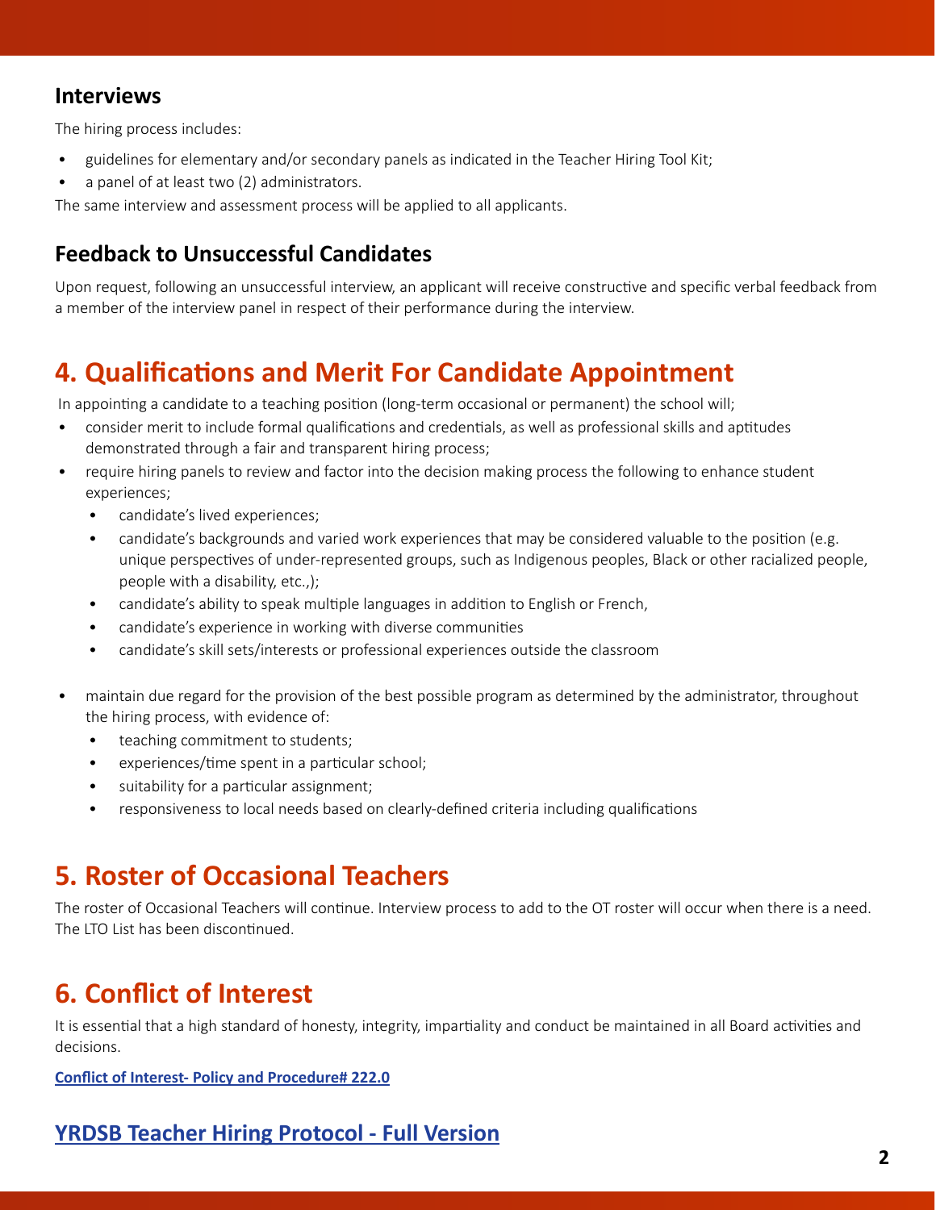### Interviews

The hiring process includes:

- guidelines for elementary and/or secondary panels as indicated in the Teacher Hiring Tool Kit;
- a panel of at least two (2) administrators.

The same interview and assessment process will be applied to all applicants.

### Feedback to Unsuccessful Candidates

Upon request, following an unsuccessful interview, an applicant will receive constructive and specific verbal feedback from a member of the interview panel in respect of their performance during the interview.

## 4. Qualifications and Merit For Candidate Appointment

In appointing a candidate to a teaching position (long-term occasional or permanent) the school will;

- consider merit to include formal qualifications and credentials, as well as professional skills and aptitudes demonstrated through a fair and transparent hiring process;
- require hiring panels to review and factor into the decision making process the following to enhance student experiences;
  - candidate's lived experiences;
  - candidate's backgrounds and varied work experiences that may be considered valuable to the position (e.g. unique perspectives of under-represented groups, such as Indigenous peoples, Black or other racialized people, people with a disability, etc.,);
  - candidate's ability to speak multiple languages in addition to English or French,
  - candidate's experience in working with diverse communities
  - candidate's skill sets/interests or professional experiences outside the classroom
- maintain due regard for the provision of the best possible program as determined by the administrator, throughout the hiring process, with evidence of:
  - teaching commitment to students;
  - experiences/time spent in a particular school;
  - suitability for a particular assignment;
  - responsiveness to local needs based on clearly-defined criteria including qualifications

## 5. Roster of Occasional Teachers

The roster of Occasional Teachers will continue. Interview process to add to the OT roster will occur when there is a need. The LTO List has been discontinued.

## 6. Conflict of Interest

It is essential that a high standard of honesty, integrity, impartiality and conduct be maintained in all Board activities and decisions.

**Conflict of Interest- Policy and Procedure# 222.0**

### YRDSB Teacher Hiring Protocol - Full Version